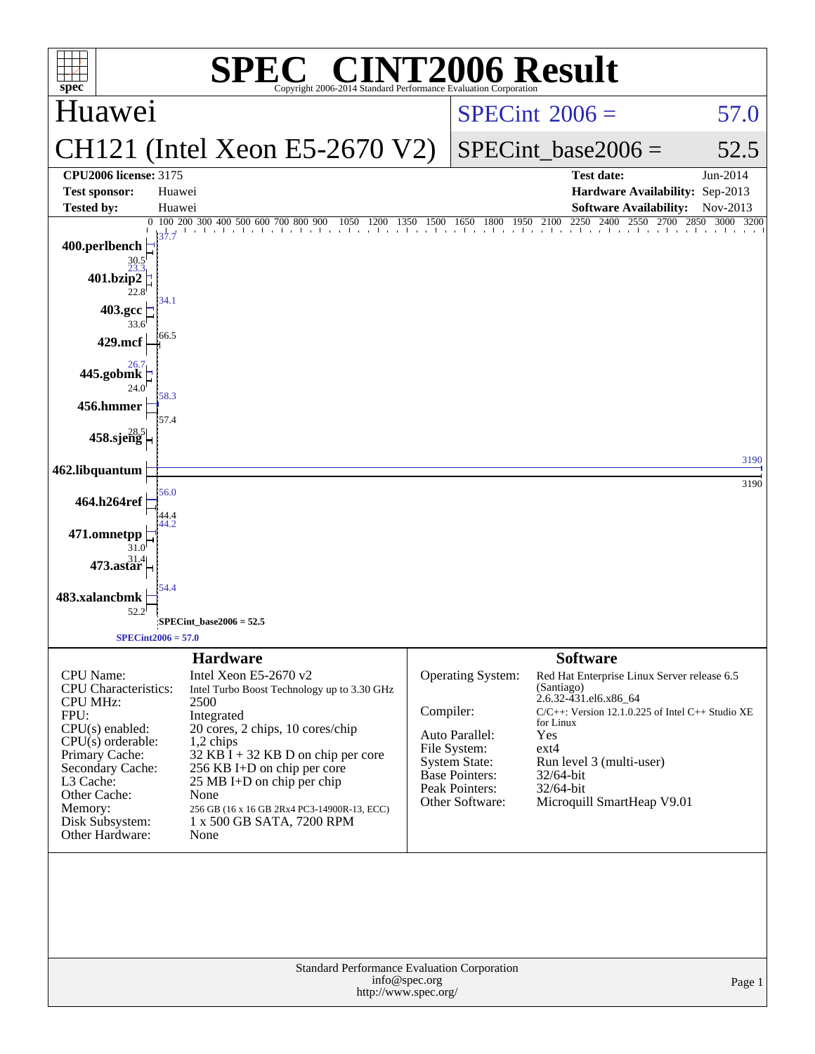# SPEC® CINT2006 Result

Copyright 2006-2014 Standard Performance Evaluation Corporation

## Huawei

## CH121 (Intel Xeon E5-2670 V2)

SPECint® 2006 = 57.0

SPECint_base2006 = 52.5

| | | | |
|---|---|---|---|
| **CPU2006 license:** 3175 | | **Test date:** | Jun-2014 |
| **Test sponsor:** | Huawei | **Hardware Availability:** | Sep-2013 |
| **Tested by:** | Huawei | **Software Availability:** | Nov-2013 |

0 100 200 300 400 500 600 700 800 900 1050 1200 1350 1500 1650 1800 1950 2100 2250 2400 2550 2700 2850 3000 3200

400.perlbench 37.7 30.5
401.bzip2 23.3 22.8
403.gcc 34.1 33.6
429.mcf 66.5
445.gobmk 26.7 24.0
456.hmmer 58.3 57.4
458.sjeng 28.5
462.libquantum 3190 3190
464.h264ref 56.0 44.4
471.omnetpp 44.2 31.0
473.astar 31.4
483.xalancbmk 54.4 52.2

SPECint_base2006 = 52.5
SPECint2006 = 57.0

## Hardware

| | |
|---|---|
| CPU Name: | Intel Xeon E5-2670 v2 |
| CPU Characteristics: | Intel Turbo Boost Technology up to 3.30 GHz |
| CPU MHz: | 2500 |
| FPU: | Integrated |
| CPU(s) enabled: | 20 cores, 2 chips, 10 cores/chip |
| CPU(s) orderable: | 1,2 chips |
| Primary Cache: | 32 KB I + 32 KB D on chip per core |
| Secondary Cache: | 256 KB I+D on chip per core |
| L3 Cache: | 25 MB I+D on chip per chip |
| Other Cache: | None |
| Memory: | 256 GB (16 x 16 GB 2Rx4 PC3-14900R-13, ECC) |
| Disk Subsystem: | 1 x 500 GB SATA, 7200 RPM |
| Other Hardware: | None |

## Software

| | |
|---|---|
| Operating System: | Red Hat Enterprise Linux Server release 6.5 (Santiago) 2.6.32-431.el6.x86_64 |
| Compiler: | C/C++: Version 12.1.0.225 of Intel C++ Studio XE for Linux |
| Auto Parallel: | Yes |
| File System: | ext4 |
| System State: | Run level 3 (multi-user) |
| Base Pointers: | 32/64-bit |
| Peak Pointers: | 32/64-bit |
| Other Software: | Microquill SmartHeap V9.01 |

Standard Performance Evaluation Corporation
info@spec.org
http://www.spec.org/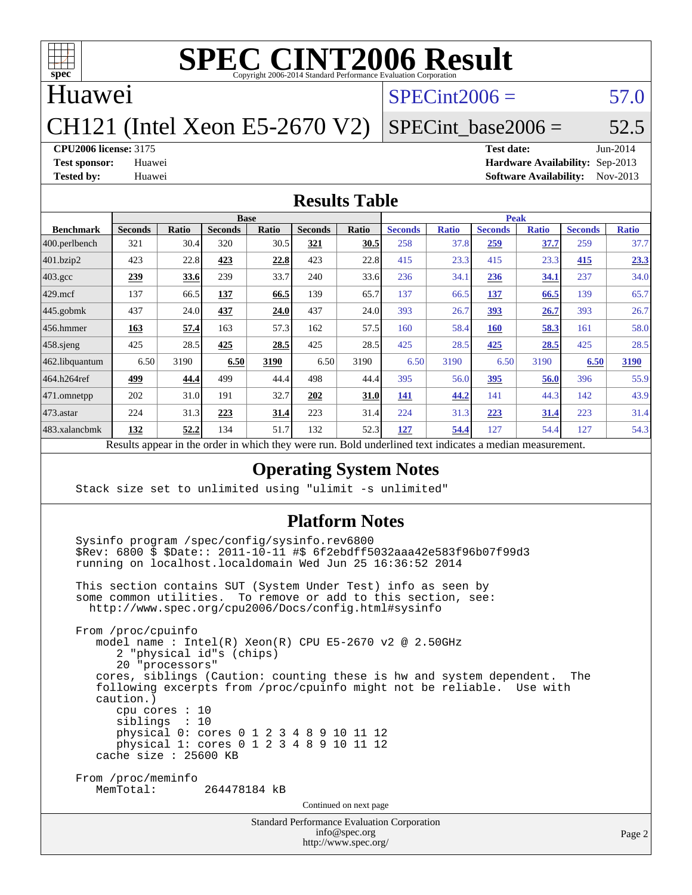# SPEC CINT2006 Result

Copyright 2006-2014 Standard Performance Evaluation Corporation

**Huawei**

**CH121 (Intel Xeon E5-2670 V2)**

SPECint2006 = 57.0

SPECint_base2006 = 52.5

| | | | |
|---|---|---|---|
| **CPU2006 license:** 3175 | | **Test date:** | Jun-2014 |
| **Test sponsor:** | Huawei | **Hardware Availability:** | Sep-2013 |
| **Tested by:** | Huawei | **Software Availability:** | Nov-2013 |

## Results Table

| Benchmark | Base | | | | | | Peak | | | | | |
|---|---|---|---|---|---|---|---|---|---|---|---|---|
| | Seconds | Ratio | Seconds | Ratio | Seconds | Ratio | Seconds | Ratio | Seconds | Ratio | Seconds | Ratio |
| 400.perlbench | 321 | 30.4 | 320 | 30.5 | **321** | **30.5** | 258 | 37.8 | **259** | **37.7** | 259 | 37.7 |
| 401.bzip2 | 423 | 22.8 | **423** | **22.8** | 423 | 22.8 | 415 | 23.3 | 415 | 23.3 | **415** | **23.3** |
| 403.gcc | **239** | **33.6** | 239 | 33.7 | 240 | 33.6 | 236 | 34.1 | **236** | **34.1** | 237 | 34.0 |
| 429.mcf | 137 | 66.5 | **137** | **66.5** | 139 | 65.7 | 137 | 66.5 | **137** | **66.5** | 139 | 65.7 |
| 445.gobmk | 437 | 24.0 | **437** | **24.0** | 437 | 24.0 | 393 | 26.7 | **393** | **26.7** | 393 | 26.7 |
| 456.hmmer | **163** | **57.4** | 163 | 57.3 | 162 | 57.5 | 160 | 58.4 | **160** | **58.3** | 161 | 58.0 |
| 458.sjeng | 425 | 28.5 | **425** | **28.5** | 425 | 28.5 | 425 | 28.5 | **425** | **28.5** | 425 | 28.5 |
| 462.libquantum | 6.50 | 3190 | **6.50** | **3190** | 6.50 | 3190 | 6.50 | 3190 | 6.50 | 3190 | **6.50** | **3190** |
| 464.h264ref | **499** | **44.4** | 499 | 44.4 | 498 | 44.4 | 395 | 56.0 | **395** | **56.0** | 396 | 55.9 |
| 471.omnetpp | 202 | 31.0 | 191 | 32.7 | **202** | **31.0** | **141** | **44.2** | 141 | 44.3 | 142 | 43.9 |
| 473.astar | 224 | 31.3 | **223** | **31.4** | 223 | 31.4 | 224 | 31.3 | **223** | **31.4** | 223 | 31.4 |
| 483.xalancbmk | **132** | **52.2** | 134 | 51.7 | 132 | 52.3 | **127** | **54.4** | 127 | 54.4 | 127 | 54.3 |

Results appear in the order in which they were run. Bold underlined text indicates a median measurement.

## Operating System Notes

```
Stack size set to unlimited using "ulimit -s unlimited"
```

## Platform Notes

```
Sysinfo program /spec/config/sysinfo.rev6800
$Rev: 6800 $ $Date:: 2011-10-11 #$ 6f2ebdff5032aaa42e583f96b07f99d3
running on localhost.localdomain Wed Jun 25 16:36:52 2014

This section contains SUT (System Under Test) info as seen by
some common utilities.  To remove or add to this section, see:
  http://www.spec.org/cpu2006/Docs/config.html#sysinfo

From /proc/cpuinfo
   model name : Intel(R) Xeon(R) CPU E5-2670 v2 @ 2.50GHz
      2 "physical id"s (chips)
      20 "processors"
   cores, siblings (Caution: counting these is hw and system dependent.  The
   following excerpts from /proc/cpuinfo might not be reliable.  Use with
   caution.)
      cpu cores : 10
      siblings  : 10
      physical 0: cores 0 1 2 3 4 8 9 10 11 12
      physical 1: cores 0 1 2 3 4 8 9 10 11 12
   cache size : 25600 KB

From /proc/meminfo
   MemTotal:       264478184 kB
```

Continued on next page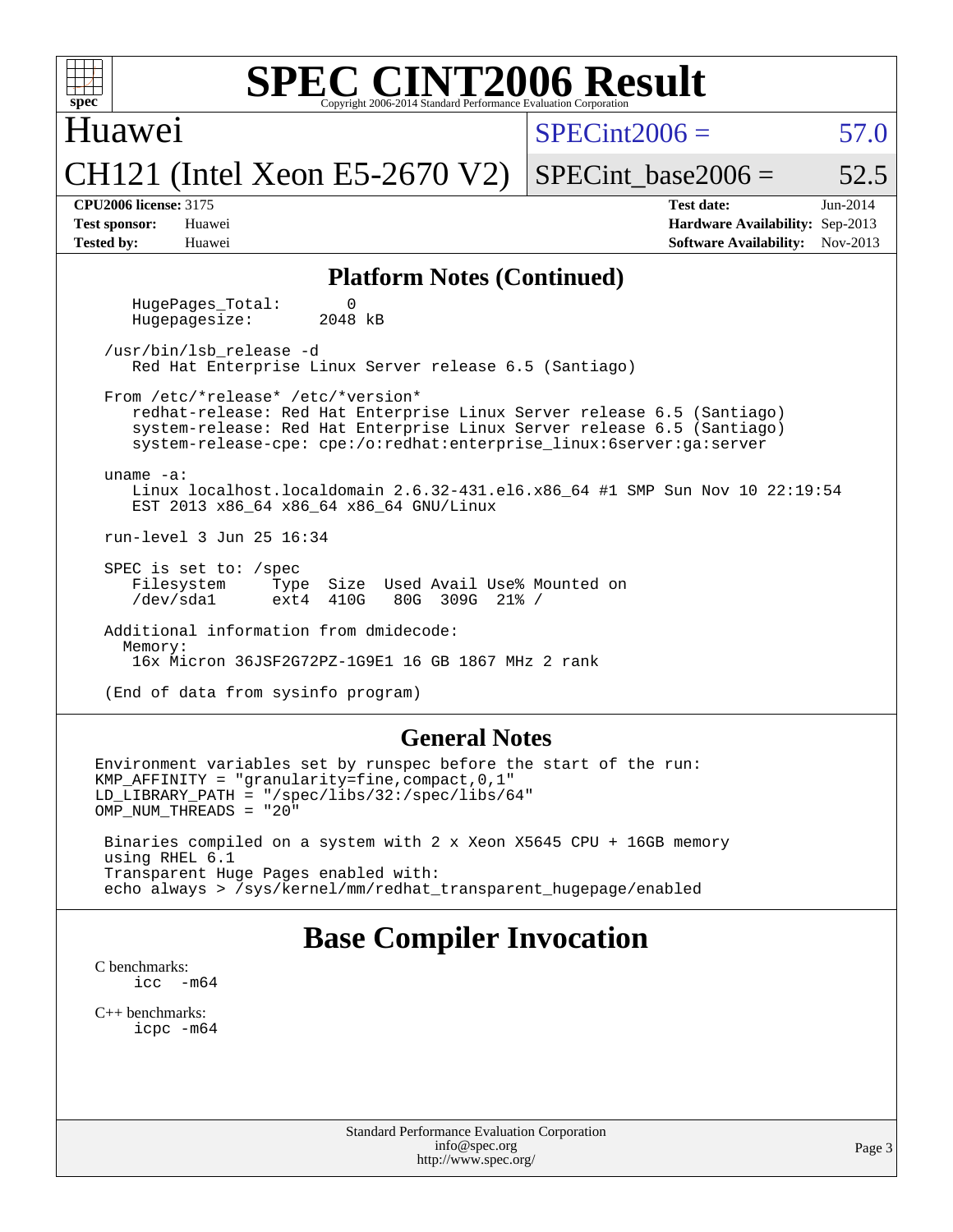# SPEC CINT2006 Result

Copyright 2006-2014 Standard Performance Evaluation Corporation

Huawei

CH121 (Intel Xeon E5-2670 V2)

SPECint2006 = 57.0

SPECint_base2006 = 52.5

**CPU2006 license:** 3175
**Test sponsor:** Huawei
**Tested by:** Huawei

**Test date:** Jun-2014
**Hardware Availability:** Sep-2013
**Software Availability:** Nov-2013

## Platform Notes (Continued)

```
    HugePages_Total:       0
    Hugepagesize:       2048 kB

 /usr/bin/lsb_release -d
    Red Hat Enterprise Linux Server release 6.5 (Santiago)

 From /etc/*release* /etc/*version*
    redhat-release: Red Hat Enterprise Linux Server release 6.5 (Santiago)
    system-release: Red Hat Enterprise Linux Server release 6.5 (Santiago)
    system-release-cpe: cpe:/o:redhat:enterprise_linux:6server:ga:server

 uname -a:
    Linux localhost.localdomain 2.6.32-431.el6.x86_64 #1 SMP Sun Nov 10 22:19:54
    EST 2013 x86_64 x86_64 x86_64 GNU/Linux

 run-level 3 Jun 25 16:34

 SPEC is set to: /spec
    Filesystem     Type  Size  Used Avail Use% Mounted on
    /dev/sda1      ext4  410G   80G  309G  21% /

 Additional information from dmidecode:
   Memory:
    16x Micron 36JSF2G72PZ-1G9E1 16 GB 1867 MHz 2 rank

 (End of data from sysinfo program)
```

## General Notes

```
Environment variables set by runspec before the start of the run:
KMP_AFFINITY = "granularity=fine,compact,0,1"
LD_LIBRARY_PATH = "/spec/libs/32:/spec/libs/64"
OMP_NUM_THREADS = "20"

 Binaries compiled on a system with 2 x Xeon X5645 CPU + 16GB memory
 using RHEL 6.1
 Transparent Huge Pages enabled with:
 echo always > /sys/kernel/mm/redhat_transparent_hugepage/enabled
```

# Base Compiler Invocation

C benchmarks:
    icc -m64

C++ benchmarks:
    icpc -m64

Standard Performance Evaluation Corporation
info@spec.org
http://www.spec.org/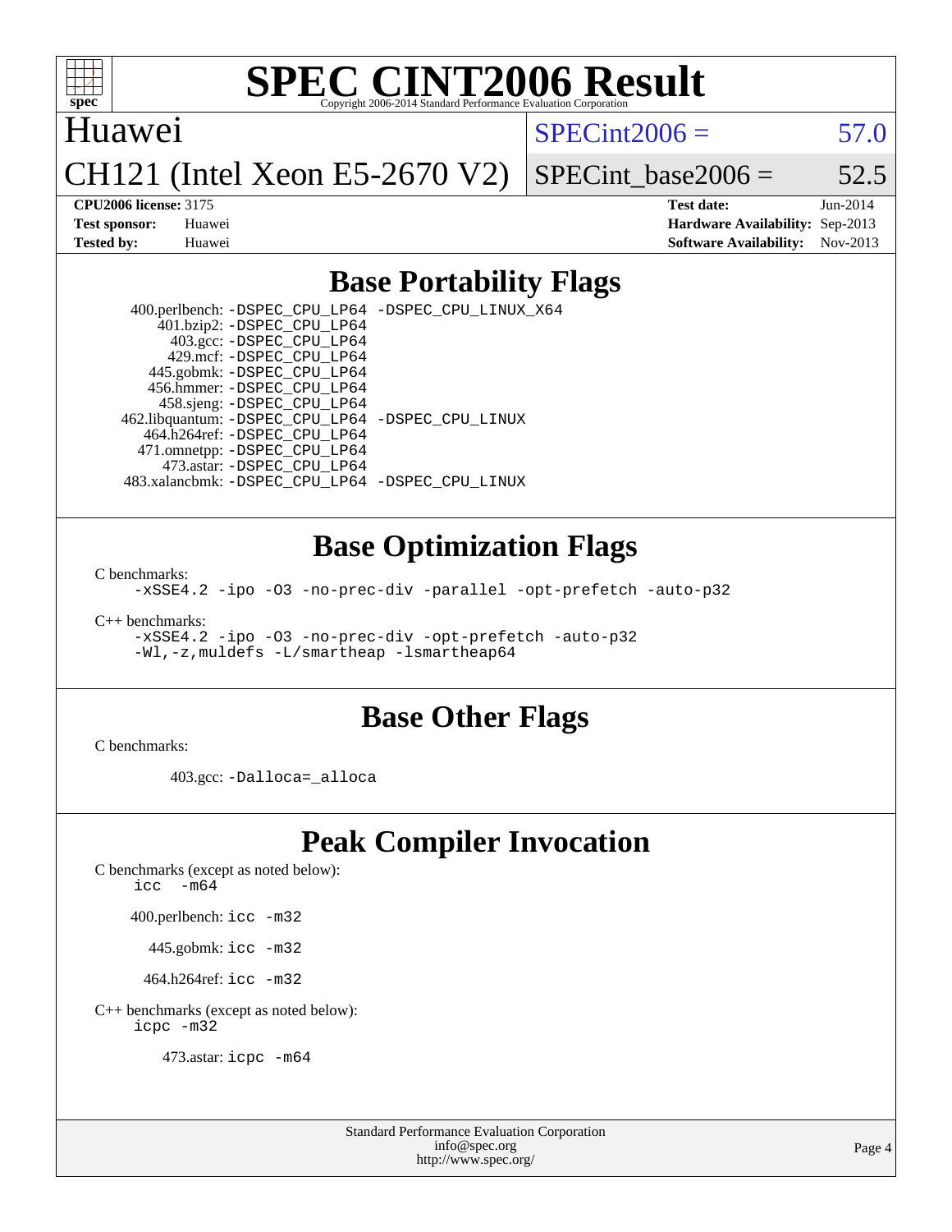# SPEC CINT2006 Result

Copyright 2006-2014 Standard Performance Evaluation Corporation

Huawei

CH121 (Intel Xeon E5-2670 V2)

SPECint2006 = 57.0

SPECint_base2006 = 52.5

**CPU2006 license:** 3175
**Test sponsor:** Huawei
**Tested by:** Huawei

**Test date:** Jun-2014
**Hardware Availability:** Sep-2013
**Software Availability:** Nov-2013

## Base Portability Flags

400.perlbench: -DSPEC_CPU_LP64 -DSPEC_CPU_LINUX_X64
401.bzip2: -DSPEC_CPU_LP64
403.gcc: -DSPEC_CPU_LP64
429.mcf: -DSPEC_CPU_LP64
445.gobmk: -DSPEC_CPU_LP64
456.hmmer: -DSPEC_CPU_LP64
458.sjeng: -DSPEC_CPU_LP64
462.libquantum: -DSPEC_CPU_LP64 -DSPEC_CPU_LINUX
464.h264ref: -DSPEC_CPU_LP64
471.omnetpp: -DSPEC_CPU_LP64
473.astar: -DSPEC_CPU_LP64
483.xalancbmk: -DSPEC_CPU_LP64 -DSPEC_CPU_LINUX

## Base Optimization Flags

C benchmarks:
-xSSE4.2 -ipo -O3 -no-prec-div -parallel -opt-prefetch -auto-p32

C++ benchmarks:
-xSSE4.2 -ipo -O3 -no-prec-div -opt-prefetch -auto-p32
-Wl,-z,muldefs -L/smartheap -lsmartheap64

## Base Other Flags

C benchmarks:

403.gcc: -Dalloca=_alloca

## Peak Compiler Invocation

C benchmarks (except as noted below):
icc -m64

400.perlbench: icc -m32

445.gobmk: icc -m32

464.h264ref: icc -m32

C++ benchmarks (except as noted below):
icpc -m32

473.astar: icpc -m64

Standard Performance Evaluation Corporation
info@spec.org
http://www.spec.org/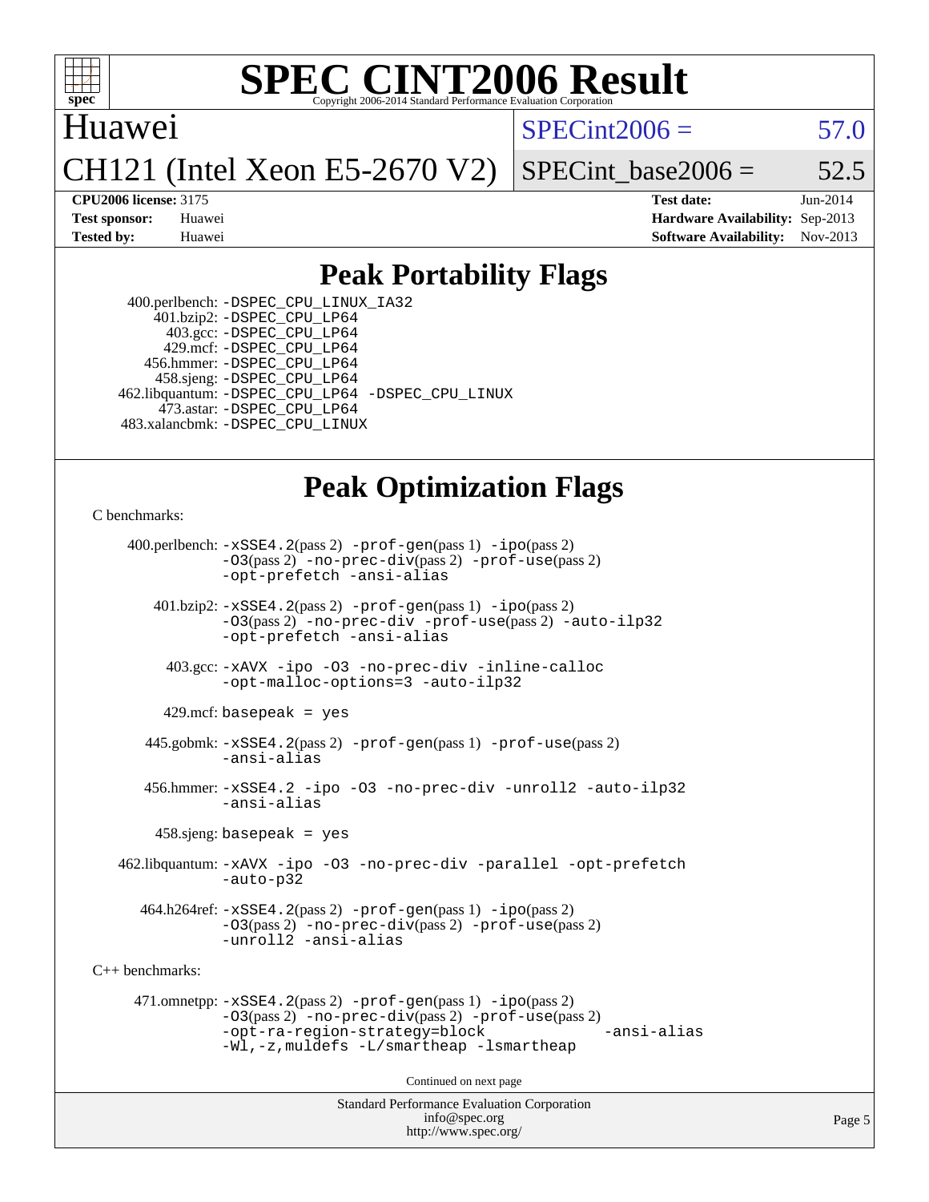# SPEC CINT2006 Result

Copyright 2006-2014 Standard Performance Evaluation Corporation

Huawei

CH121 (Intel Xeon E5-2670 V2)

SPECint2006 = 57.0

SPECint_base2006 = 52.5

**CPU2006 license:** 3175
**Test sponsor:** Huawei
**Tested by:** Huawei

**Test date:** Jun-2014
**Hardware Availability:** Sep-2013
**Software Availability:** Nov-2013

## Peak Portability Flags

400.perlbench: -DSPEC_CPU_LINUX_IA32
401.bzip2: -DSPEC_CPU_LP64
403.gcc: -DSPEC_CPU_LP64
429.mcf: -DSPEC_CPU_LP64
456.hmmer: -DSPEC_CPU_LP64
458.sjeng: -DSPEC_CPU_LP64
462.libquantum: -DSPEC_CPU_LP64 -DSPEC_CPU_LINUX
473.astar: -DSPEC_CPU_LP64
483.xalancbmk: -DSPEC_CPU_LINUX

## Peak Optimization Flags

C benchmarks:

400.perlbench: -xSSE4.2(pass 2) -prof-gen(pass 1) -ipo(pass 2) -O3(pass 2) -no-prec-div(pass 2) -prof-use(pass 2) -opt-prefetch -ansi-alias

401.bzip2: -xSSE4.2(pass 2) -prof-gen(pass 1) -ipo(pass 2) -O3(pass 2) -no-prec-div -prof-use(pass 2) -auto-ilp32 -opt-prefetch -ansi-alias

403.gcc: -xAVX -ipo -O3 -no-prec-div -inline-calloc -opt-malloc-options=3 -auto-ilp32

429.mcf: basepeak = yes

445.gobmk: -xSSE4.2(pass 2) -prof-gen(pass 1) -prof-use(pass 2) -ansi-alias

456.hmmer: -xSSE4.2 -ipo -O3 -no-prec-div -unroll2 -auto-ilp32 -ansi-alias

458.sjeng: basepeak = yes

462.libquantum: -xAVX -ipo -O3 -no-prec-div -parallel -opt-prefetch -auto-p32

464.h264ref: -xSSE4.2(pass 2) -prof-gen(pass 1) -ipo(pass 2) -O3(pass 2) -no-prec-div(pass 2) -prof-use(pass 2) -unroll2 -ansi-alias

C++ benchmarks:

471.omnetpp: -xSSE4.2(pass 2) -prof-gen(pass 1) -ipo(pass 2) -O3(pass 2) -no-prec-div(pass 2) -prof-use(pass 2) -opt-ra-region-strategy=block -ansi-alias -Wl,-z,muldefs -L/smartheap -lsmartheap

Continued on next page

Standard Performance Evaluation Corporation
info@spec.org
http://www.spec.org/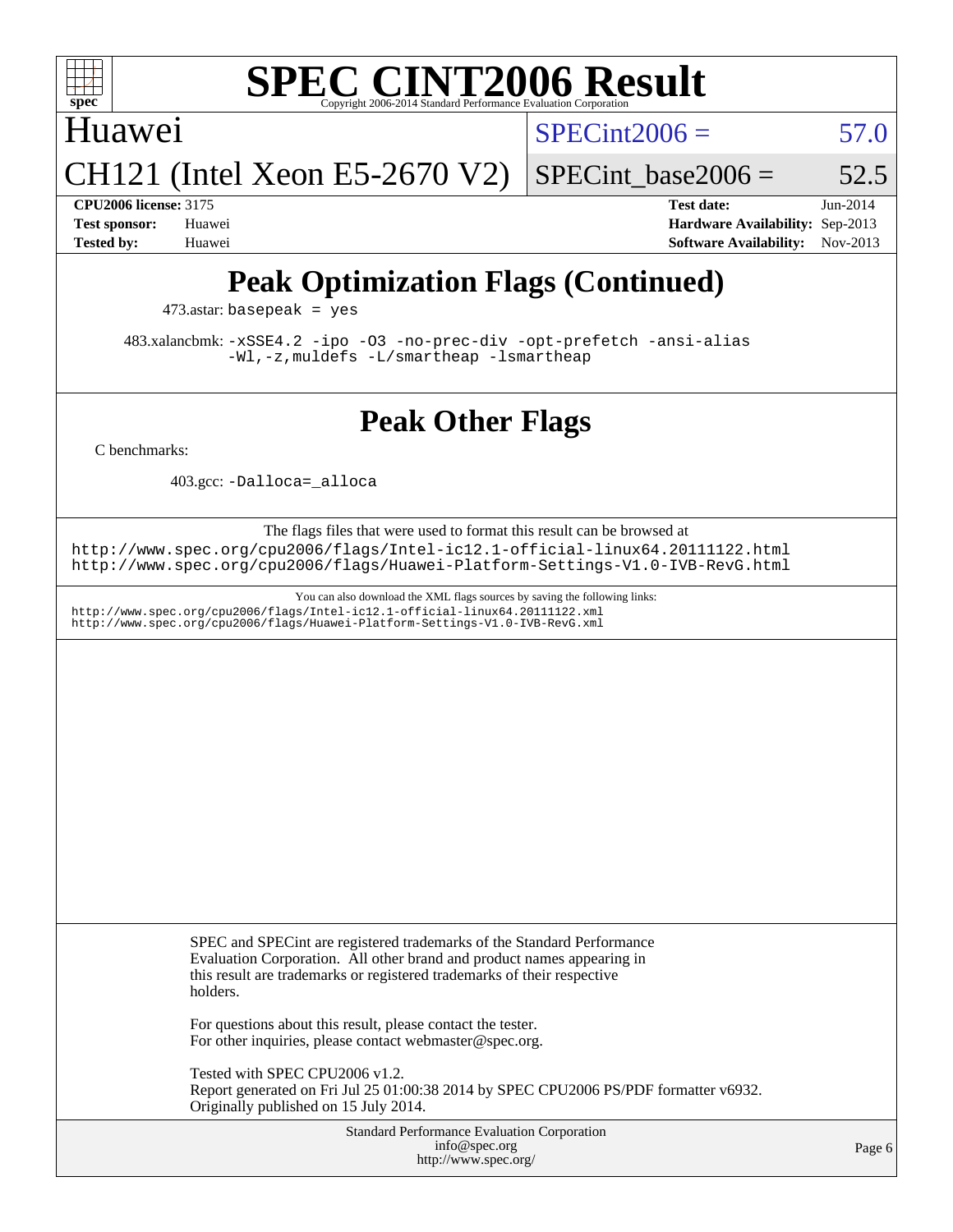# Peak Optimization Flags (Continued)

473.astar: basepeak = yes

483.xalancbmk: -xSSE4.2 -ipo -O3 -no-prec-div -opt-prefetch -ansi-alias -Wl,-z,muldefs -L/smartheap -lsmartheap

# Peak Other Flags

C benchmarks:

403.gcc: -Dalloca=_alloca

The flags files that were used to format this result can be browsed at
http://www.spec.org/cpu2006/flags/Intel-ic12.1-official-linux64.20111122.html
http://www.spec.org/cpu2006/flags/Huawei-Platform-Settings-V1.0-IVB-RevG.html

You can also download the XML flags sources by saving the following links:
http://www.spec.org/cpu2006/flags/Intel-ic12.1-official-linux64.20111122.xml
http://www.spec.org/cpu2006/flags/Huawei-Platform-Settings-V1.0-IVB-RevG.xml

SPEC and SPECint are registered trademarks of the Standard Performance Evaluation Corporation. All other brand and product names appearing in this result are trademarks or registered trademarks of their respective holders.

For questions about this result, please contact the tester.
For other inquiries, please contact webmaster@spec.org.

Tested with SPEC CPU2006 v1.2.
Report generated on Fri Jul 25 01:00:38 2014 by SPEC CPU2006 PS/PDF formatter v6932.
Originally published on 15 July 2014.